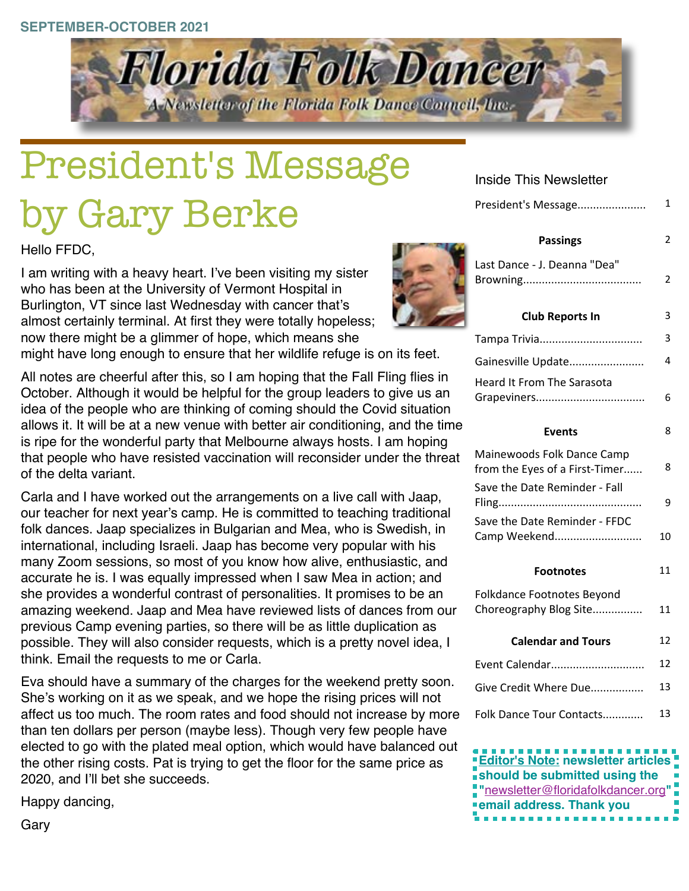SEPTEMBER-OCTOBER 2021

# Florida Folk Dancer

*A Newsletter of the Florida Folk Dance Council, Inc.*

# President's Message by Gary Berke

Hello FFDC,

I am writing with a heavy heart. I've been visiting my sister who has been at the University of Vermont Hospital in Burlington, VT since last Wednesday with cancer that's almost certainly terminal. At first they were totally hopeless; now there might be a glimmer of hope, which means she might have long enough to ensure that her wildlife refuge is on its feet.

All notes are cheerful after this, so I am hoping that the Fall Fling flies in October. Although it would be helpful for the group leaders to give us an idea of the people who are thinking of coming should the Covid situation allows it. It will be at a new venue with better air conditioning, and the time is ripe for the wonderful party that Melbourne always hosts. I am hoping that people who have resisted vaccination will reconsider under the threat of the delta variant.

Carla and I have worked out the arrangements on a live call with Jaap, our teacher for next year's camp. He is committed to teaching traditional folk dances. Jaap specializes in Bulgarian and Mea, who is Swedish, in international, including Israeli. Jaap has become very popular with his many Zoom sessions, so most of you know how alive, enthusiastic, and accurate he is. I was equally impressed when I saw Mea in action; and she provides a wonderful contrast of personalities. It promises to be an amazing weekend. Jaap and Mea have reviewed lists of dances from our previous Camp evening parties, so there will be as little duplication as possible. They will also consider requests, which is a pretty novel idea, I think. Email the requests to me or Carla.

Eva should have a summary of the charges for the weekend pretty soon. She's working on it as we speak, and we hope the rising prices will not affect us too much. The room rates and food should not increase by more than ten dollars per person (maybe less). Though very few people have elected to go with the plated meal option, which would have balanced out the other rising costs. Pat is trying to get the floor for the same price as 2020, and I'll bet she succeeds.

Happy dancing,

Gary

## Inside This Newsletter

| | |
|---|---|
| President's Message | 1 |
| **Passings** | 2 |
| Last Dance - J. Deanna "Dea" Browning | 2 |
| **Club Reports In** | 3 |
| Tampa Trivia | 3 |
| Gainesville Update | 4 |
| Heard It From The Sarasota Grapeviners | 6 |
| **Events** | 8 |
| Mainewoods Folk Dance Camp from the Eyes of a First-Timer | 8 |
| Save the Date Reminder - Fall Fling | 9 |
| Save the Date Reminder - FFDC Camp Weekend | 10 |
| **Footnotes** | 11 |
| Folkdance Footnotes Beyond Choreography Blog Site | 11 |
| **Calendar and Tours** | 12 |
| Event Calendar | 12 |
| Give Credit Where Due | 13 |
| Folk Dance Tour Contacts | 13 |

**Editor's Note: newsletter articles should be submitted using the "newsletter@floridafolkdancer.org" email address. Thank you**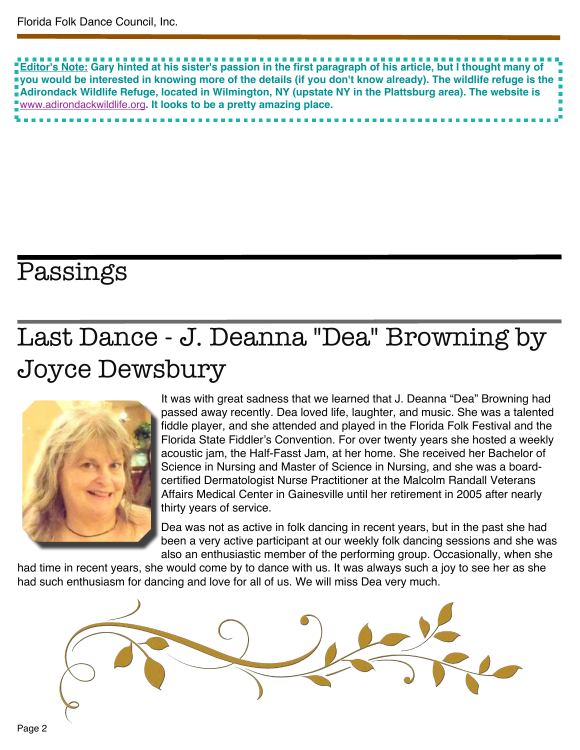**Editor's Note: Gary hinted at his sister's passion in the first paragraph of his article, but I thought many of you would be interested in knowing more of the details (if you don't know already). The wildlife refuge is the Adirondack Wildlife Refuge, located in Wilmington, NY (upstate NY in the Plattsburg area). The website is www.adirondackwildlife.org. It looks to be a pretty amazing place.**

# Passings

## Last Dance - J. Deanna "Dea" Browning by Joyce Dewsbury

It was with great sadness that we learned that J. Deanna "Dea" Browning had passed away recently. Dea loved life, laughter, and music. She was a talented fiddle player, and she attended and played in the Florida Folk Festival and the Florida State Fiddler's Convention. For over twenty years she hosted a weekly acoustic jam, the Half-Fasst Jam, at her home. She received her Bachelor of Science in Nursing and Master of Science in Nursing, and she was a board-certified Dermatologist Nurse Practitioner at the Malcolm Randall Veterans Affairs Medical Center in Gainesville until her retirement in 2005 after nearly thirty years of service.

Dea was not as active in folk dancing in recent years, but in the past she had been a very active participant at our weekly folk dancing sessions and she was also an enthusiastic member of the performing group. Occasionally, when she had time in recent years, she would come by to dance with us. It was always such a joy to see her as she had such enthusiasm for dancing and love for all of us. We will miss Dea very much.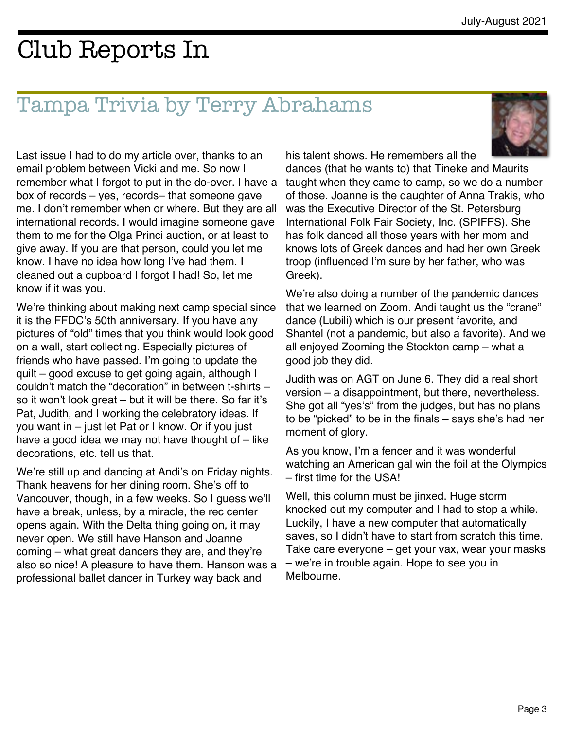# Club Reports In

## Tampa Trivia by Terry Abrahams

Last issue I had to do my article over, thanks to an email problem between Vicki and me. So now I remember what I forgot to put in the do-over. I have a box of records – yes, records– that someone gave me. I don't remember when or where. But they are all international records. I would imagine someone gave them to me for the Olga Princi auction, or at least to give away. If you are that person, could you let me know. I have no idea how long I've had them. I cleaned out a cupboard I forgot I had! So, let me know if it was you.

We're thinking about making next camp special since it is the FFDC's 50th anniversary. If you have any pictures of "old" times that you think would look good on a wall, start collecting. Especially pictures of friends who have passed. I'm going to update the quilt – good excuse to get going again, although I couldn't match the "decoration" in between t-shirts – so it won't look great – but it will be there. So far it's Pat, Judith, and I working the celebratory ideas. If you want in – just let Pat or I know. Or if you just have a good idea we may not have thought of – like decorations, etc. tell us that.

We're still up and dancing at Andi's on Friday nights. Thank heavens for her dining room. She's off to Vancouver, though, in a few weeks. So I guess we'll have a break, unless, by a miracle, the rec center opens again. With the Delta thing going on, it may never open. We still have Hanson and Joanne coming – what great dancers they are, and they're also so nice! A pleasure to have them. Hanson was a professional ballet dancer in Turkey way back and his talent shows. He remembers all the dances (that he wants to) that Tineke and Maurits taught when they came to camp, so we do a number of those. Joanne is the daughter of Anna Trakis, who was the Executive Director of the St. Petersburg International Folk Fair Society, Inc. (SPIFFS). She has folk danced all those years with her mom and knows lots of Greek dances and had her own Greek troop (influenced I'm sure by her father, who was Greek).

We're also doing a number of the pandemic dances that we learned on Zoom. Andi taught us the "crane" dance (Lubili) which is our present favorite, and Shantel (not a pandemic, but also a favorite). And we all enjoyed Zooming the Stockton camp – what a good job they did.

Judith was on AGT on June 6. They did a real short version – a disappointment, but there, nevertheless. She got all "yes's" from the judges, but has no plans to be "picked" to be in the finals – says she's had her moment of glory.

As you know, I'm a fencer and it was wonderful watching an American gal win the foil at the Olympics – first time for the USA!

Well, this column must be jinxed. Huge storm knocked out my computer and I had to stop a while. Luckily, I have a new computer that automatically saves, so I didn't have to start from scratch this time. Take care everyone – get your vax, wear your masks – we're in trouble again. Hope to see you in Melbourne.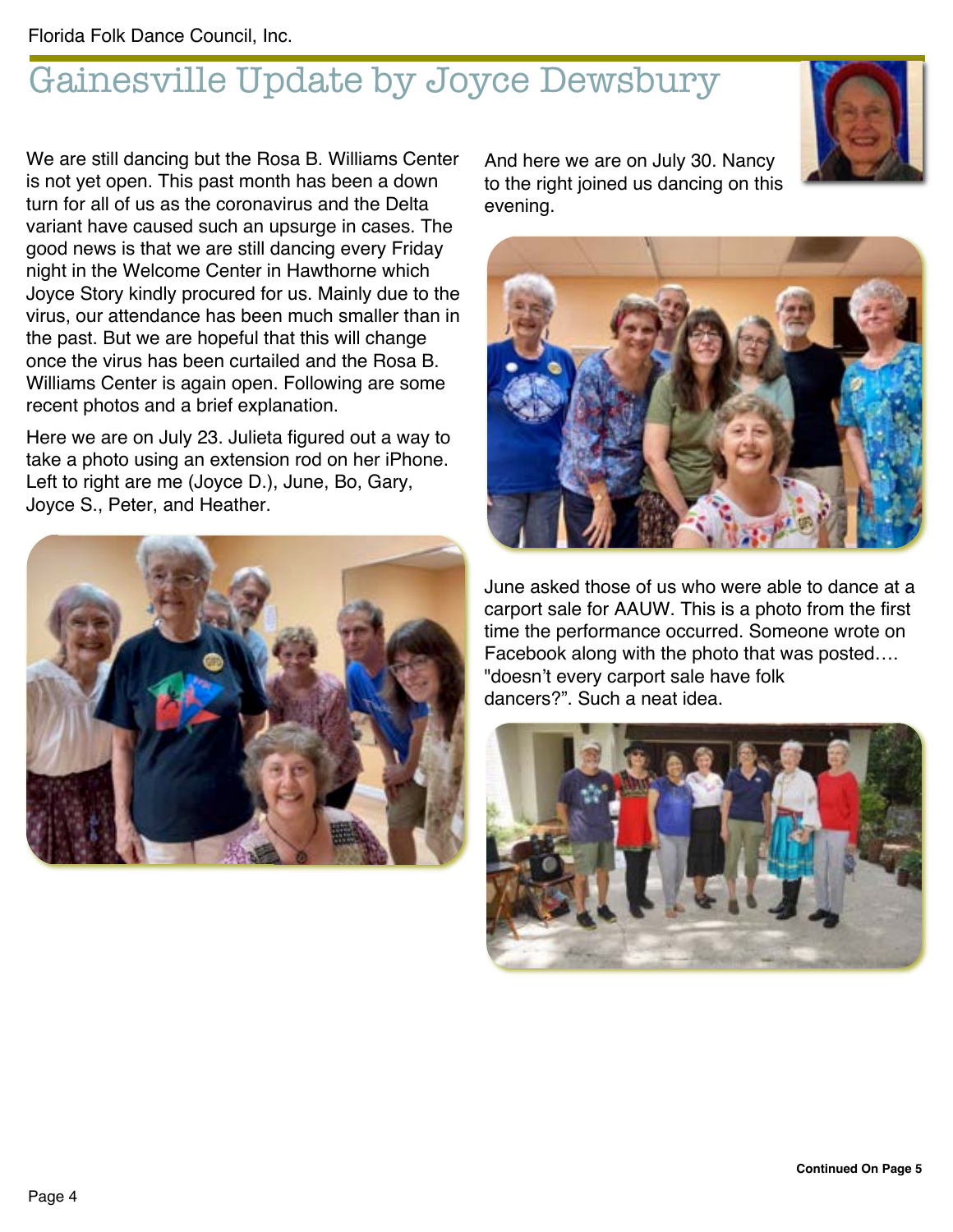# Gainesville Update by Joyce Dewsbury

We are still dancing but the Rosa B. Williams Center is not yet open. This past month has been a down turn for all of us as the coronavirus and the Delta variant have caused such an upsurge in cases. The good news is that we are still dancing every Friday night in the Welcome Center in Hawthorne which Joyce Story kindly procured for us. Mainly due to the virus, our attendance has been much smaller than in the past. But we are hopeful that this will change once the virus has been curtailed and the Rosa B. Williams Center is again open. Following are some recent photos and a brief explanation.

Here we are on July 23. Julieta figured out a way to take a photo using an extension rod on her iPhone. Left to right are me (Joyce D.), June, Bo, Gary, Joyce S., Peter, and Heather.

And here we are on July 30. Nancy to the right joined us dancing on this evening.

June asked those of us who were able to dance at a carport sale for AAUW. This is a photo from the first time the performance occurred. Someone wrote on Facebook along with the photo that was posted…. "doesn't every carport sale have folk dancers?". Such a neat idea.

**Continued On Page 5**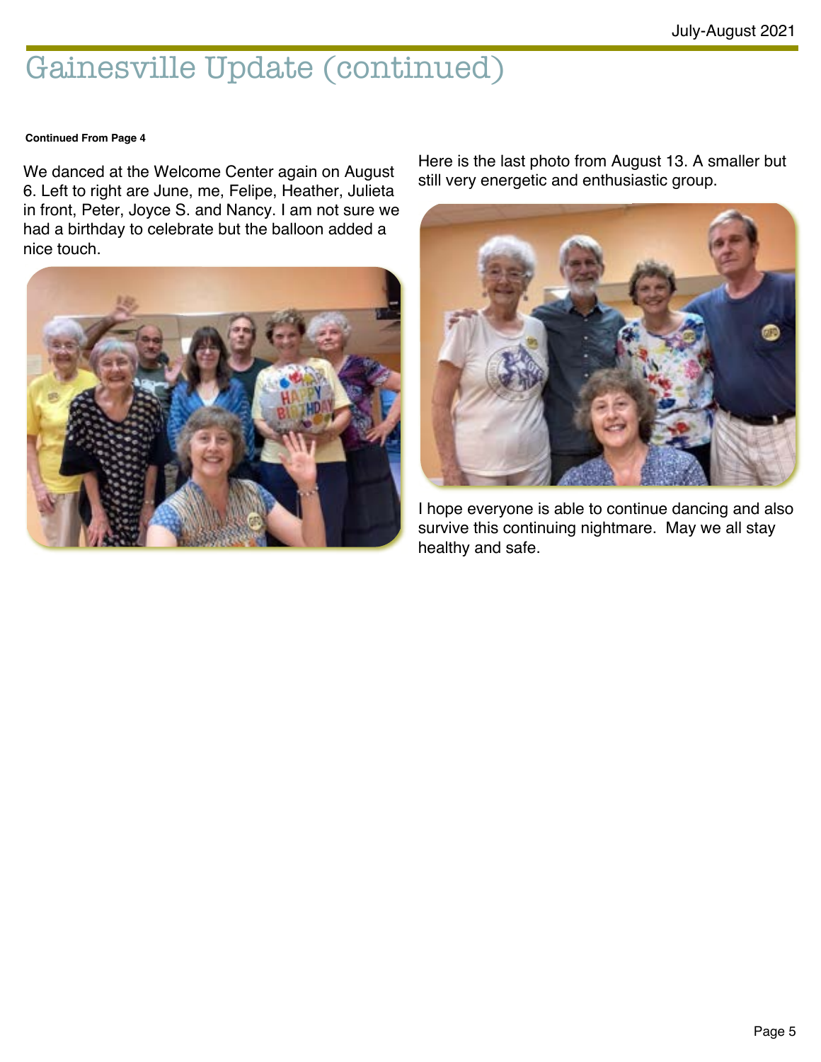# Gainesville Update (continued)

**Continued From Page 4**

We danced at the Welcome Center again on August 6. Left to right are June, me, Felipe, Heather, Julieta in front, Peter, Joyce S. and Nancy. I am not sure we had a birthday to celebrate but the balloon added a nice touch.

Here is the last photo from August 13. A smaller but still very energetic and enthusiastic group.

I hope everyone is able to continue dancing and also survive this continuing nightmare. May we all stay healthy and safe.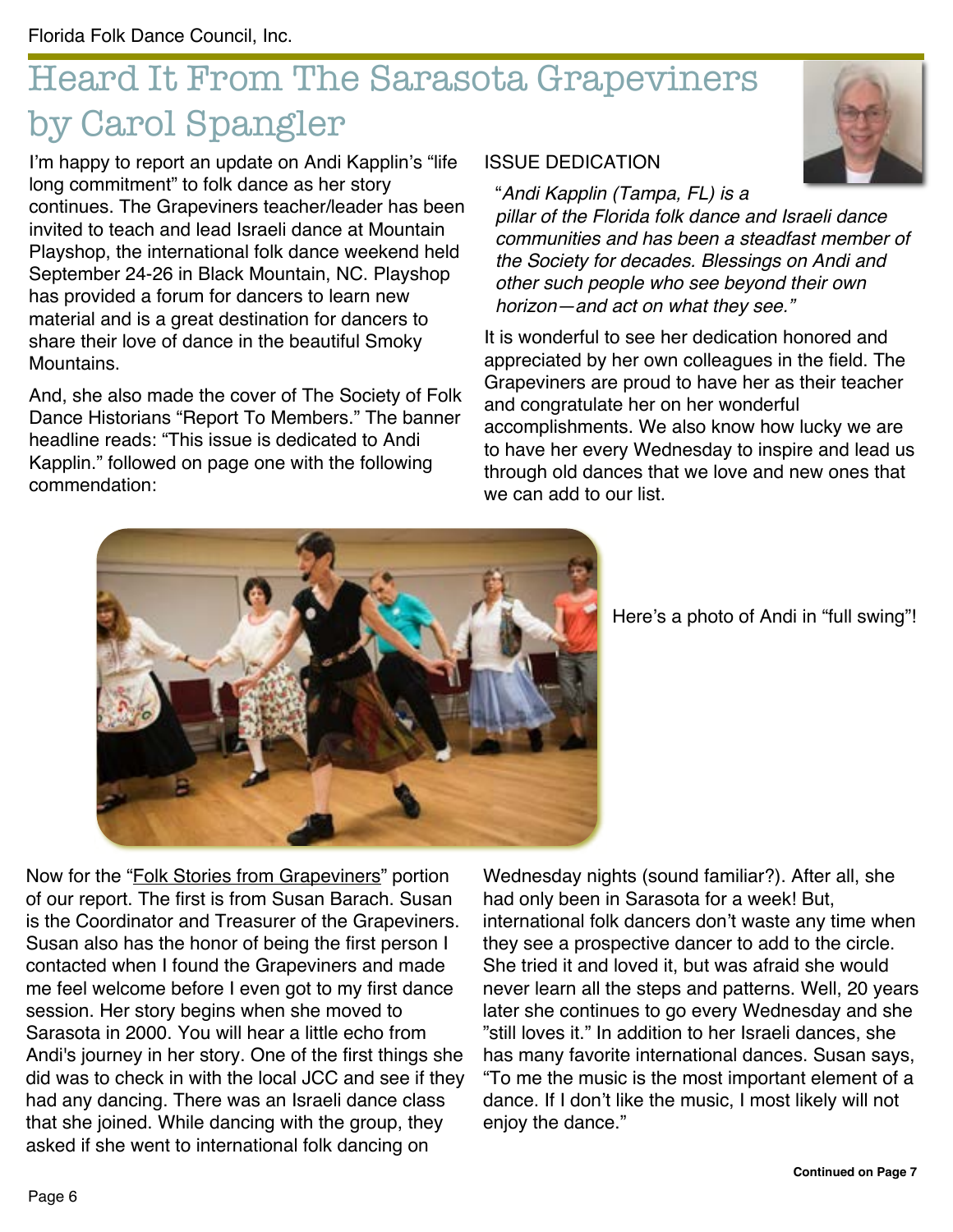# Heard It From The Sarasota Grapeviners by Carol Spangler

I'm happy to report an update on Andi Kapplin's "life long commitment" to folk dance as her story continues. The Grapeviners teacher/leader has been invited to teach and lead Israeli dance at Mountain Playshop, the international folk dance weekend held September 24-26 in Black Mountain, NC. Playshop has provided a forum for dancers to learn new material and is a great destination for dancers to share their love of dance in the beautiful Smoky Mountains.

And, she also made the cover of The Society of Folk Dance Historians "Report To Members." The banner headline reads: "This issue is dedicated to Andi Kapplin." followed on page one with the following commendation:

ISSUE DEDICATION

"*Andi Kapplin (Tampa, FL) is a pillar of the Florida folk dance and Israeli dance communities and has been a steadfast member of the Society for decades. Blessings on Andi and other such people who see beyond their own horizon—and act on what they see."*

It is wonderful to see her dedication honored and appreciated by her own colleagues in the field. The Grapeviners are proud to have her as their teacher and congratulate her on her wonderful accomplishments. We also know how lucky we are to have her every Wednesday to inspire and lead us through old dances that we love and new ones that we can add to our list.

Here's a photo of Andi in "full swing"!

Now for the "Folk Stories from Grapeviners" portion of our report. The first is from Susan Barach. Susan is the Coordinator and Treasurer of the Grapeviners. Susan also has the honor of being the first person I contacted when I found the Grapeviners and made me feel welcome before I even got to my first dance session. Her story begins when she moved to Sarasota in 2000. You will hear a little echo from Andi's journey in her story. One of the first things she did was to check in with the local JCC and see if they had any dancing. There was an Israeli dance class that she joined. While dancing with the group, they asked if she went to international folk dancing on Wednesday nights (sound familiar?). After all, she had only been in Sarasota for a week! But, international folk dancers don't waste any time when they see a prospective dancer to add to the circle. She tried it and loved it, but was afraid she would never learn all the steps and patterns. Well, 20 years later she continues to go every Wednesday and she "still loves it." In addition to her Israeli dances, she has many favorite international dances. Susan says, "To me the music is the most important element of a dance. If I don't like the music, I most likely will not enjoy the dance."

**Continued on Page 7**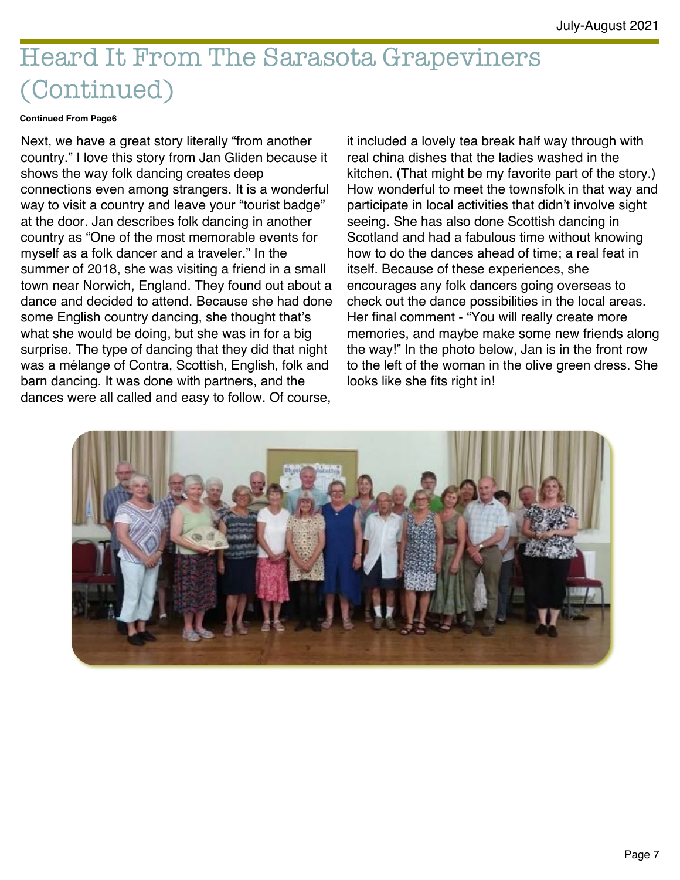# Heard It From The Sarasota Grapeviners (Continued)

**Continued From Page6**

Next, we have a great story literally "from another country." I love this story from Jan Gliden because it shows the way folk dancing creates deep connections even among strangers. It is a wonderful way to visit a country and leave your "tourist badge" at the door. Jan describes folk dancing in another country as "One of the most memorable events for myself as a folk dancer and a traveler." In the summer of 2018, she was visiting a friend in a small town near Norwich, England. They found out about a dance and decided to attend. Because she had done some English country dancing, she thought that's what she would be doing, but she was in for a big surprise. The type of dancing that they did that night was a mélange of Contra, Scottish, English, folk and barn dancing. It was done with partners, and the dances were all called and easy to follow. Of course, it included a lovely tea break half way through with real china dishes that the ladies washed in the kitchen. (That might be my favorite part of the story.) How wonderful to meet the townsfolk in that way and participate in local activities that didn't involve sight seeing. She has also done Scottish dancing in Scotland and had a fabulous time without knowing how to do the dances ahead of time; a real feat in itself. Because of these experiences, she encourages any folk dancers going overseas to check out the dance possibilities in the local areas. Her final comment - "You will really create more memories, and maybe make some new friends along the way!" In the photo below, Jan is in the front row to the left of the woman in the olive green dress. She looks like she fits right in!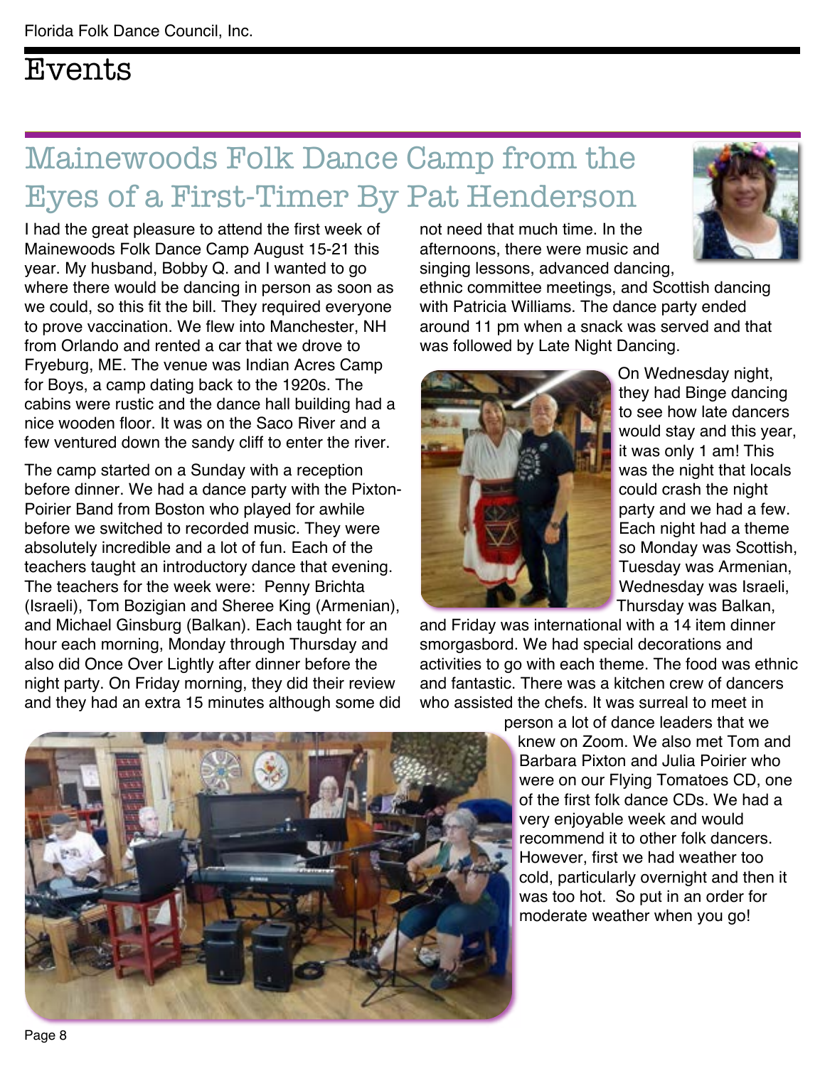# Events

## Mainewoods Folk Dance Camp from the Eyes of a First-Timer By Pat Henderson

I had the great pleasure to attend the first week of Mainewoods Folk Dance Camp August 15-21 this year. My husband, Bobby Q. and I wanted to go where there would be dancing in person as soon as we could, so this fit the bill. They required everyone to prove vaccination. We flew into Manchester, NH from Orlando and rented a car that we drove to Fryeburg, ME. The venue was Indian Acres Camp for Boys, a camp dating back to the 1920s. The cabins were rustic and the dance hall building had a nice wooden floor. It was on the Saco River and a few ventured down the sandy cliff to enter the river.

The camp started on a Sunday with a reception before dinner. We had a dance party with the Pixton-Poirier Band from Boston who played for awhile before we switched to recorded music. They were absolutely incredible and a lot of fun. Each of the teachers taught an introductory dance that evening. The teachers for the week were: Penny Brichta (Israeli), Tom Bozigian and Sheree King (Armenian), and Michael Ginsburg (Balkan). Each taught for an hour each morning, Monday through Thursday and also did Once Over Lightly after dinner before the night party. On Friday morning, they did their review and they had an extra 15 minutes although some did not need that much time. In the afternoons, there were music and singing lessons, advanced dancing, ethnic committee meetings, and Scottish dancing with Patricia Williams. The dance party ended around 11 pm when a snack was served and that was followed by Late Night Dancing.

On Wednesday night, they had Binge dancing to see how late dancers would stay and this year, it was only 1 am! This was the night that locals could crash the night party and we had a few. Each night had a theme so Monday was Scottish, Tuesday was Armenian, Wednesday was Israeli, Thursday was Balkan, and Friday was international with a 14 item dinner smorgasbord. We had special decorations and activities to go with each theme. The food was ethnic and fantastic. There was a kitchen crew of dancers who assisted the chefs. It was surreal to meet in person a lot of dance leaders that we knew on Zoom. We also met Tom and Barbara Pixton and Julia Poirier who were on our Flying Tomatoes CD, one of the first folk dance CDs. We had a very enjoyable week and would recommend it to other folk dancers. However, first we had weather too cold, particularly overnight and then it was too hot. So put in an order for moderate weather when you go!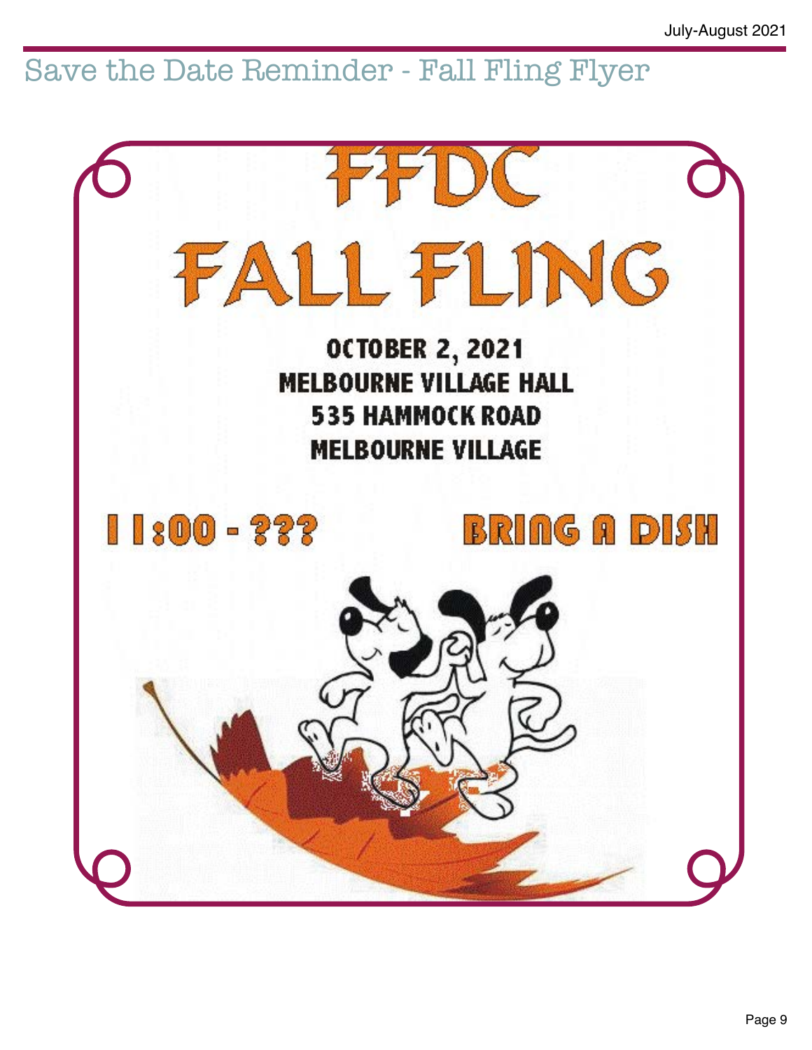# Save the Date Reminder - Fall Fling Flyer

# FFDC FALL FLING

**OCTOBER 2, 2021**
**MELBOURNE VILLAGE HALL**
**535 HAMMOCK ROAD**
**MELBOURNE VILLAGE**

**11:00 - ???**

**BRING A DISH**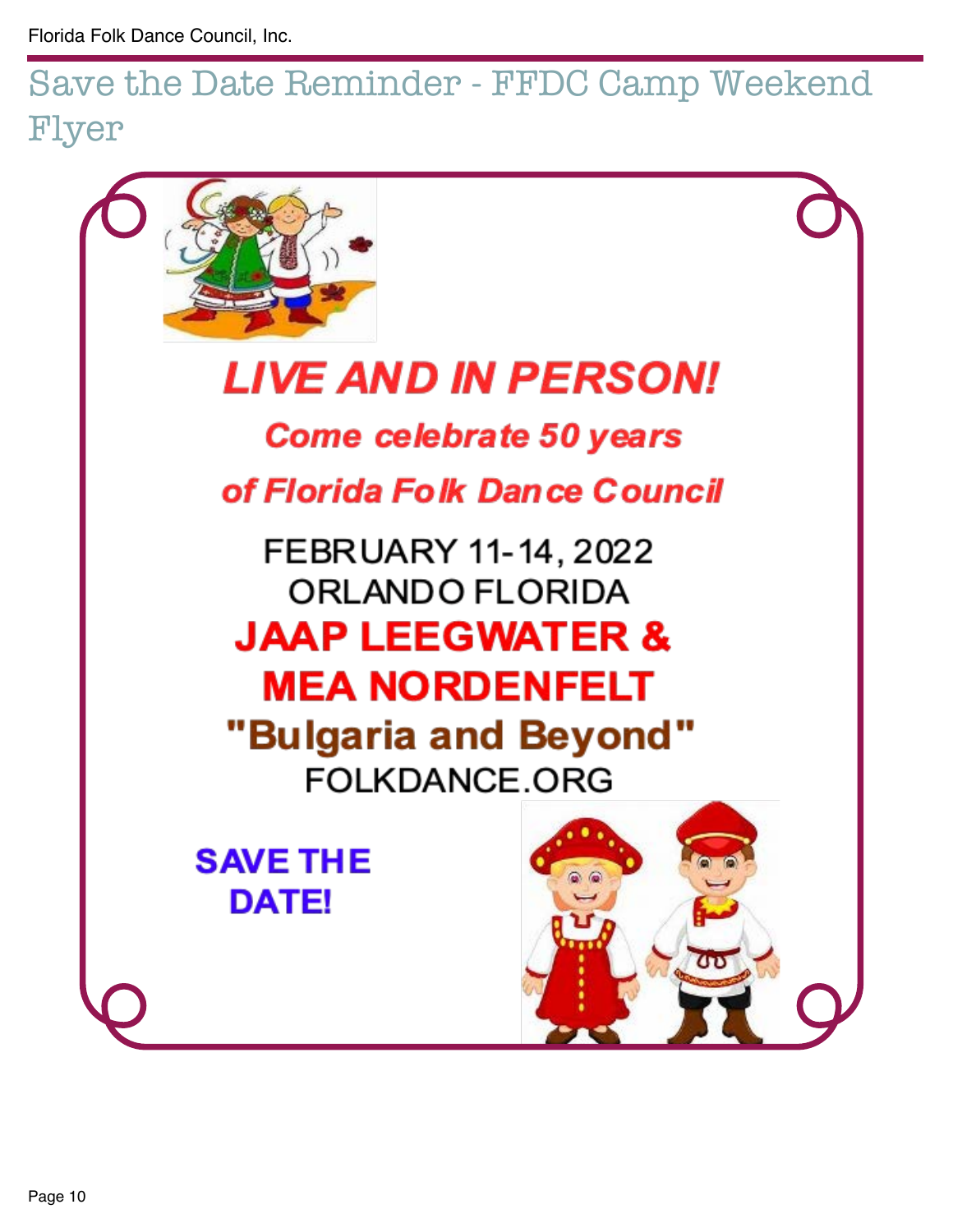# Save the Date Reminder - FFDC Camp Weekend Flyer

***LIVE AND IN PERSON!***

***Come celebrate 50 years of Florida Folk Dance Council***

FEBRUARY 11-14, 2022
ORLANDO FLORIDA

**JAAP LEEGWATER & MEA NORDENFELT**

**"Bulgaria and Beyond"**

FOLKDANCE.ORG

**SAVE THE DATE!**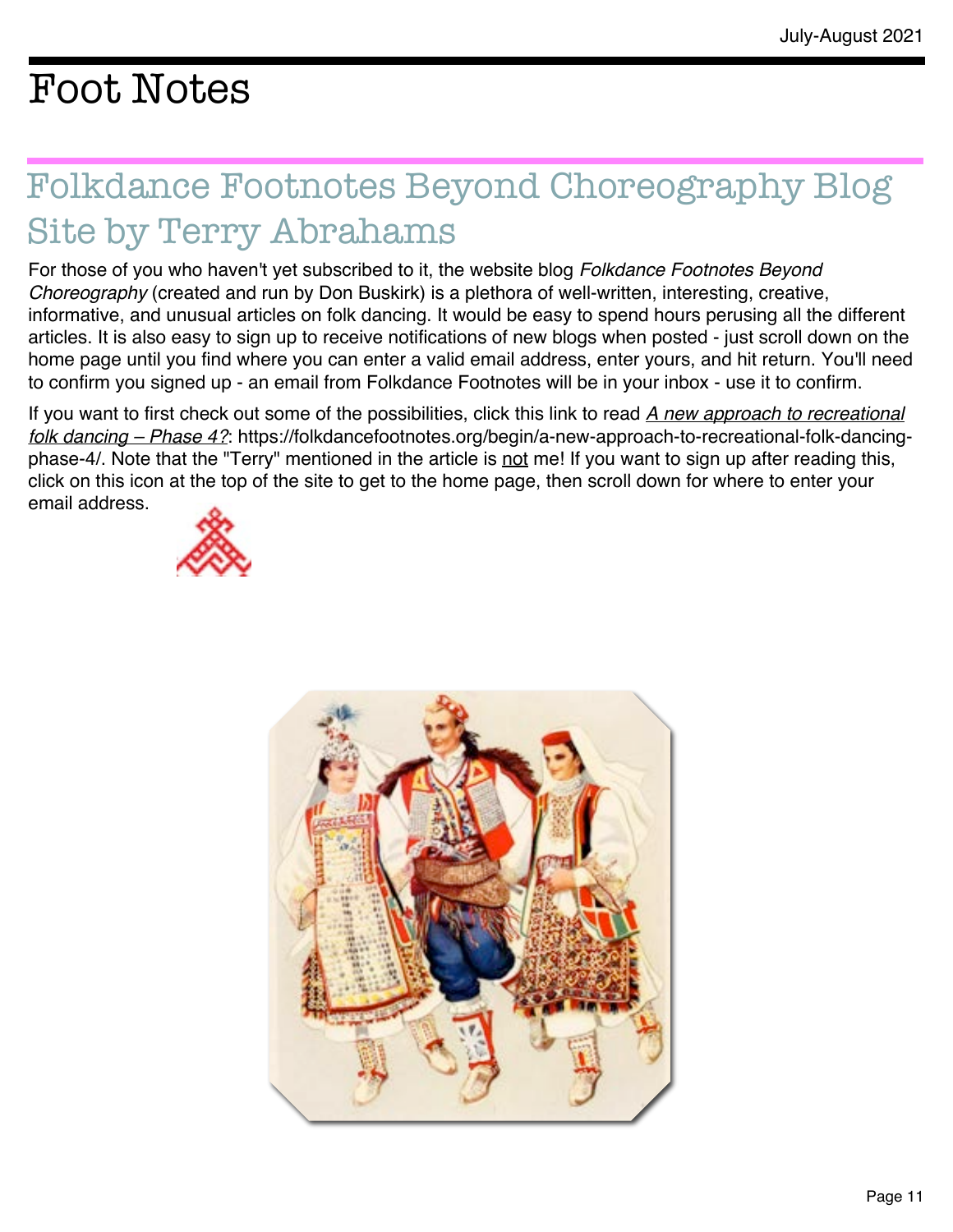# Foot Notes

## Folkdance Footnotes Beyond Choreography Blog Site by Terry Abrahams

For those of you who haven't yet subscribed to it, the website blog *Folkdance Footnotes Beyond Choreography* (created and run by Don Buskirk) is a plethora of well-written, interesting, creative, informative, and unusual articles on folk dancing. It would be easy to spend hours perusing all the different articles. It is also easy to sign up to receive notifications of new blogs when posted - just scroll down on the home page until you find where you can enter a valid email address, enter yours, and hit return. You'll need to confirm you signed up - an email from Folkdance Footnotes will be in your inbox - use it to confirm.

If you want to first check out some of the possibilities, click this link to read *A new approach to recreational folk dancing – Phase 4?*: https://folkdancefootnotes.org/begin/a-new-approach-to-recreational-folk-dancing-phase-4/. Note that the "Terry" mentioned in the article is not me! If you want to sign up after reading this, click on this icon at the top of the site to get to the home page, then scroll down for where to enter your email address.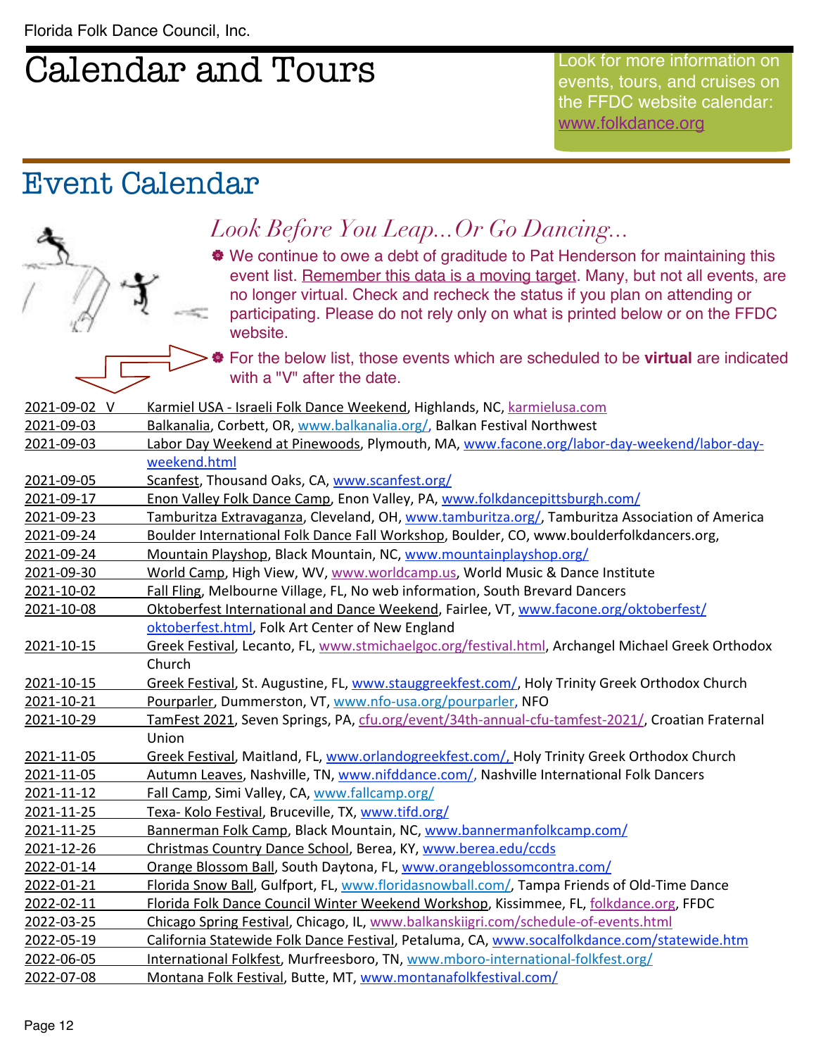# Calendar and Tours

Look for more information on events, tours, and cruises on the FFDC website calendar: www.folkdance.org

## Event Calendar

### *Look Before You Leap...Or Go Dancing...*

- We continue to owe a debt of graditude to Pat Henderson for maintaining this event list. Remember this data is a moving target. Many, but not all events, are no longer virtual. Check and recheck the status if you plan on attending or participating. Please do not rely only on what is printed below or on the FFDC website.
- For the below list, those events which are scheduled to be **virtual** are indicated with a "V" after the date.

| Date | Event |
|---|---|
| 2021-09-02 V | Karmiel USA - Israeli Folk Dance Weekend, Highlands, NC, karmielusa.com |
| 2021-09-03 | Balkanalia, Corbett, OR, www.balkanalia.org/, Balkan Festival Northwest |
| 2021-09-03 | Labor Day Weekend at Pinewoods, Plymouth, MA, www.facone.org/labor-day-weekend/labor-day-weekend.html |
| 2021-09-05 | Scanfest, Thousand Oaks, CA, www.scanfest.org/ |
| 2021-09-17 | Enon Valley Folk Dance Camp, Enon Valley, PA, www.folkdancepittsburgh.com/ |
| 2021-09-23 | Tamburitza Extravaganza, Cleveland, OH, www.tamburitza.org/, Tamburitza Association of America |
| 2021-09-24 | Boulder International Folk Dance Fall Workshop, Boulder, CO, www.boulderfolkdancers.org, |
| 2021-09-24 | Mountain Playshop, Black Mountain, NC, www.mountainplayshop.org/ |
| 2021-09-30 | World Camp, High View, WV, www.worldcamp.us, World Music & Dance Institute |
| 2021-10-02 | Fall Fling, Melbourne Village, FL, No web information, South Brevard Dancers |
| 2021-10-08 | Oktoberfest International and Dance Weekend, Fairlee, VT, www.facone.org/oktoberfest/oktoberfest.html, Folk Art Center of New England |
| 2021-10-15 | Greek Festival, Lecanto, FL, www.stmichaelgoc.org/festival.html, Archangel Michael Greek Orthodox Church |
| 2021-10-15 | Greek Festival, St. Augustine, FL, www.stauggreekfest.com/, Holy Trinity Greek Orthodox Church |
| 2021-10-21 | Pourparler, Dummerston, VT, www.nfo-usa.org/pourparler, NFO |
| 2021-10-29 | TamFest 2021, Seven Springs, PA, cfu.org/event/34th-annual-cfu-tamfest-2021/, Croatian Fraternal Union |
| 2021-11-05 | Greek Festival, Maitland, FL, www.orlandogreekfest.com/, Holy Trinity Greek Orthodox Church |
| 2021-11-05 | Autumn Leaves, Nashville, TN, www.nifddance.com/, Nashville International Folk Dancers |
| 2021-11-12 | Fall Camp, Simi Valley, CA, www.fallcamp.org/ |
| 2021-11-25 | Texa- Kolo Festival, Bruceville, TX, www.tifd.org/ |
| 2021-11-25 | Bannerman Folk Camp, Black Mountain, NC, www.bannermanfolkcamp.com/ |
| 2021-12-26 | Christmas Country Dance School, Berea, KY, www.berea.edu/ccds |
| 2022-01-14 | Orange Blossom Ball, South Daytona, FL, www.orangeblossomcontra.com/ |
| 2022-01-21 | Florida Snow Ball, Gulfport, FL, www.floridasnowball.com/, Tampa Friends of Old-Time Dance |
| 2022-02-11 | Florida Folk Dance Council Winter Weekend Workshop, Kissimmee, FL, folkdance.org, FFDC |
| 2022-03-25 | Chicago Spring Festival, Chicago, IL, www.balkanskiigri.com/schedule-of-events.html |
| 2022-05-19 | California Statewide Folk Dance Festival, Petaluma, CA, www.socalfolkdance.com/statewide.htm |
| 2022-06-05 | International Folkfest, Murfreesboro, TN, www.mboro-international-folkfest.org/ |
| 2022-07-08 | Montana Folk Festival, Butte, MT, www.montanafolkfestival.com/ |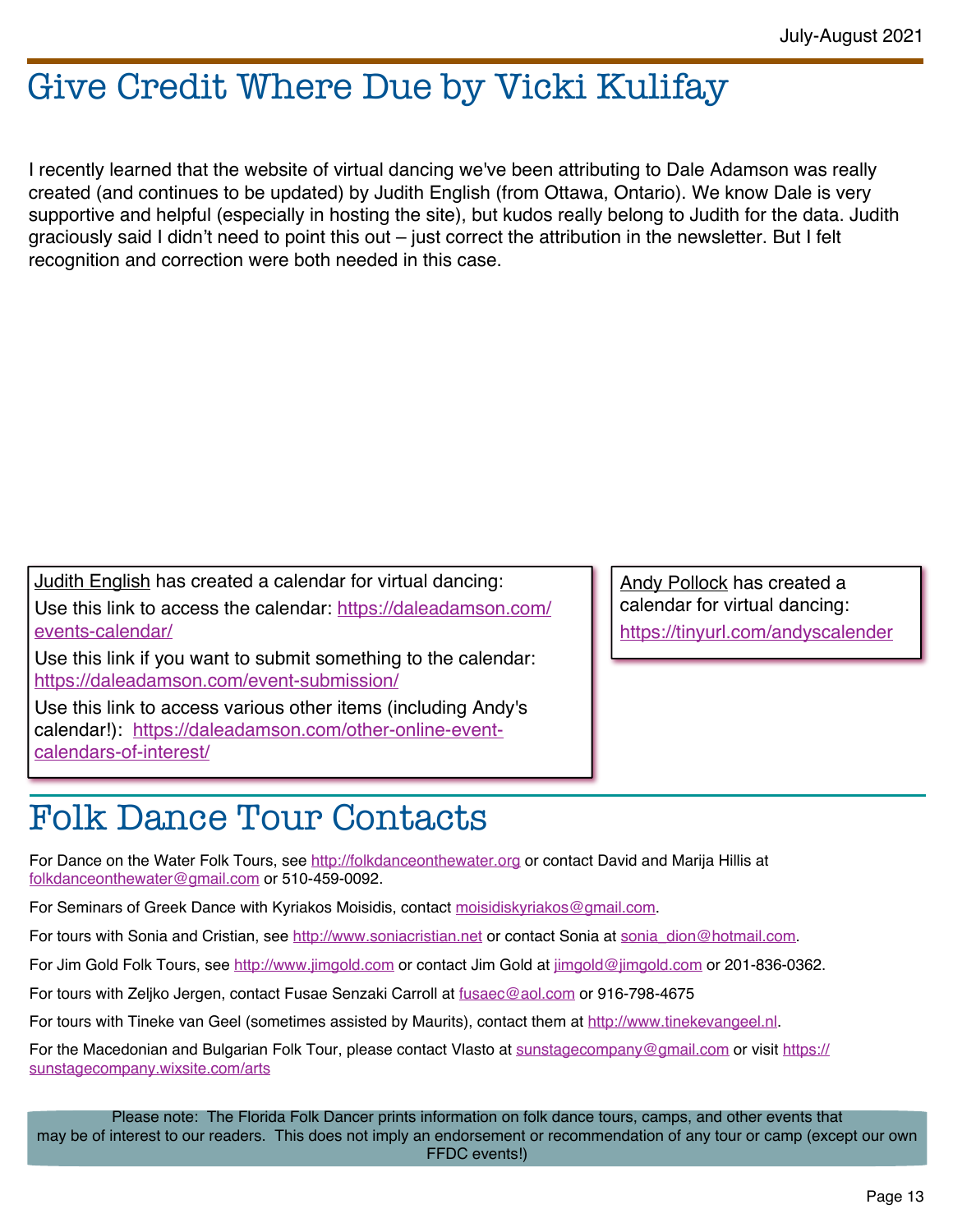# Give Credit Where Due by Vicki Kulifay

I recently learned that the website of virtual dancing we've been attributing to Dale Adamson was really created (and continues to be updated) by Judith English (from Ottawa, Ontario). We know Dale is very supportive and helpful (especially in hosting the site), but kudos really belong to Judith for the data. Judith graciously said I didn't need to point this out – just correct the attribution in the newsletter. But I felt recognition and correction were both needed in this case.

Judith English has created a calendar for virtual dancing:

Use this link to access the calendar: https://daleadamson.com/events-calendar/

Use this link if you want to submit something to the calendar: https://daleadamson.com/event-submission/

Use this link to access various other items (including Andy's calendar!): https://daleadamson.com/other-online-event-calendars-of-interest/

Andy Pollock has created a calendar for virtual dancing:

https://tinyurl.com/andyscalender

# Folk Dance Tour Contacts

For Dance on the Water Folk Tours, see http://folkdanceonthewater.org or contact David and Marija Hillis at folkdanceonthewater@gmail.com or 510-459-0092.

For Seminars of Greek Dance with Kyriakos Moisidis, contact moisidiskyriakos@gmail.com.

For tours with Sonia and Cristian, see http://www.soniacristian.net or contact Sonia at sonia_dion@hotmail.com.

For Jim Gold Folk Tours, see http://www.jimgold.com or contact Jim Gold at jimgold@jimgold.com or 201-836-0362.

For tours with Zeljko Jergen, contact Fusae Senzaki Carroll at fusaec@aol.com or 916-798-4675

For tours with Tineke van Geel (sometimes assisted by Maurits), contact them at http://www.tinekevangeel.nl.

For the Macedonian and Bulgarian Folk Tour, please contact Vlasto at sunstagecompany@gmail.com or visit https://sunstagecompany.wixsite.com/arts

Please note: The Florida Folk Dancer prints information on folk dance tours, camps, and other events that may be of interest to our readers. This does not imply an endorsement or recommendation of any tour or camp (except our own FFDC events!)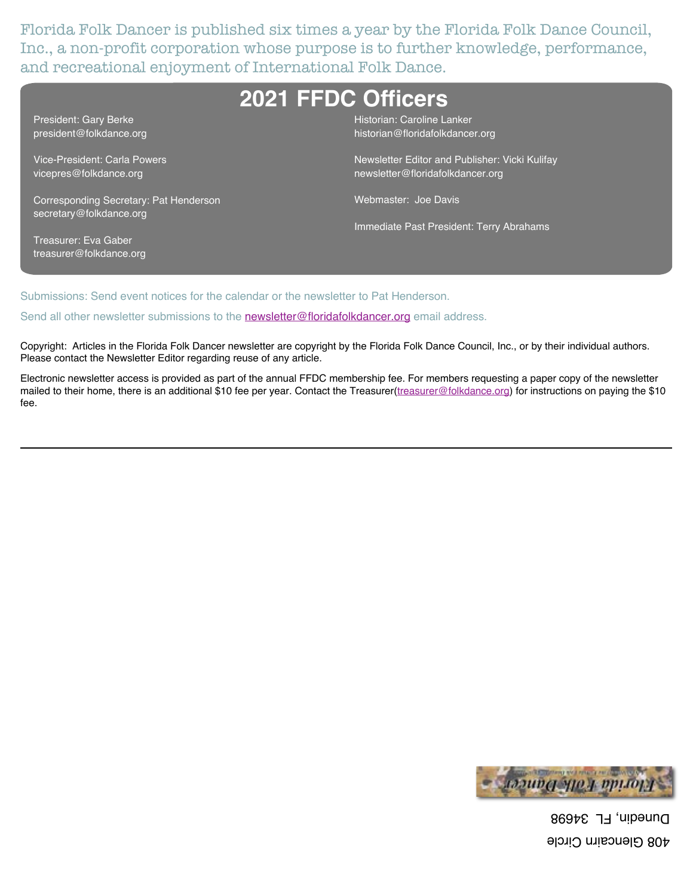Florida Folk Dancer is published six times a year by the Florida Folk Dance Council, Inc., a non-profit corporation whose purpose is to further knowledge, performance, and recreational enjoyment of International Folk Dance.

## 2021 FFDC Officers

President: Gary Berke
president@folkdance.org

Vice-President: Carla Powers
vicepres@folkdance.org

Corresponding Secretary: Pat Henderson
secretary@folkdance.org

Treasurer: Eva Gaber
treasurer@folkdance.org

Historian: Caroline Lanker
historian@floridafolkdancer.org

Newsletter Editor and Publisher: Vicki Kulifay
newsletter@floridafolkdancer.org

Webmaster: Joe Davis

Immediate Past President: Terry Abrahams

Submissions: Send event notices for the calendar or the newsletter to Pat Henderson.

Send all other newsletter submissions to the newsletter@floridafolkdancer.org email address.

Copyright: Articles in the Florida Folk Dancer newsletter are copyright by the Florida Folk Dance Council, Inc., or by their individual authors. Please contact the Newsletter Editor regarding reuse of any article.

Electronic newsletter access is provided as part of the annual FFDC membership fee. For members requesting a paper copy of the newsletter mailed to their home, there is an additional $10 fee per year. Contact the Treasurer(treasurer@folkdance.org) for instructions on paying the $10 fee.

---

Florida Folk Dancer

408 Glencairn Circle
Dunedin, FL 34698